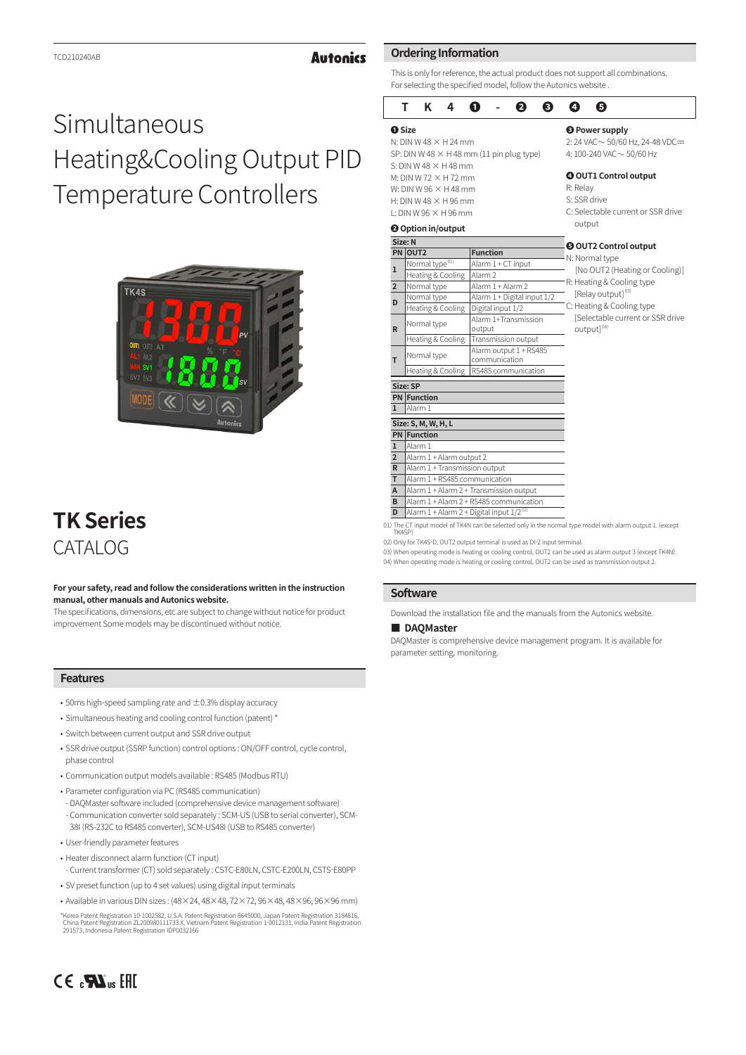# Simultaneous Heating&Cooling Output PID Temperature Controllers

# TK Series

CATALOG

**For your safety, read and follow the considerations written in the instruction manual, other manuals and Autonics website.**

The specifications, dimensions, etc are subject to change without notice for product improvement Some models may be discontinued without notice.

## Features

- 50ms high-speed sampling rate and ±0.3% display accuracy
- Simultaneous heating and cooling control function (patent) *
- Switch between current output and SSR drive output
- SSR drive output (SSRP function) control options : ON/OFF control, cycle control, phase control
- Communication output models available : RS485 (Modbus RTU)
- Parameter configuration via PC (RS485 communication)
  - DAQMaster software included (comprehensive device management software)
  - Communication converter sold separately : SCM-US (USB to serial converter), SCM-38I (RS-232C to RS485 converter), SCM-US48I (USB to RS485 converter)
- User-friendly parameter features
- Heater disconnect alarm function (CT input)
  - Current transformer (CT) sold separately : CSTC-E80LN, CSTC-E200LN, CSTS-E80PP
- SV preset function (up to 4 set values) using digital input terminals
- Available in various DIN sizes : (48×24, 48×48, 72×72, 96×48, 48×96, 96×96 mm)

*Korea Patent Registration 10-1002582, U.S.A. Patent Registration 8645000, Japan Patent Registration 3184816, China Patent Registration ZL200980111733.X, Vietnam Patent Registration 1-0012131, India Patent Registration 291573, Indonesia Patent Registration IDP0032166

## Ordering Information

This is only for reference, the actual product does not support all combinations.
For selecting the specified model, follow the Autonics website .

**T K 4 ❶ - ❷ ❸ ❹ ❺**

**❶ Size**

N: DIN W 48 × H 24 mm
SP: DIN W 48 × H 48 mm (11 pin plug type)
S: DIN W 48 × H 48 mm
M: DIN W 72 × H 72 mm
W: DIN W 96 × H 48 mm
H: DIN W 48 × H 96 mm
L: DIN W 96 × H 96 mm

**❷ Option in/output**

| Size: N | | |
|---|---|---|
| **PN** | **OUT2** | **Function** |
| 1 | Normal type[01] | Alarm 1 + CT input |
| | Heating & Cooling | Alarm 2 |
| 2 | Normal type | Alarm 1 + Alarm 2 |
| D | Normal type | Alarm 1 + Digital input 1/2 |
| | Heating & Cooling | Digital input 1/2 |
| R | Normal type | Alarm 1+Transmission output |
| | Heating & Cooling | Transmission output |
| T | Normal type | Alarm output 1 + RS485 communication |
| | Heating & Cooling | RS485 communication |

| Size: SP | |
|---|---|
| **PN** | **Function** |
| 1 | Alarm 1 |

| Size: S, M, W, H, L | |
|---|---|
| **PN** | **Function** |
| 1 | Alarm 1 |
| 2 | Alarm 1 + Alarm output 2 |
| R | Alarm 1 + Transmission output |
| T | Alarm 1 + RS485 communication |
| A | Alarm 1 + Alarm 2 + Transmission output |
| B | Alarm 1 + Alarm 2 + RS485 communication |
| D | Alarm 1 + Alarm 2 + Digital input 1/2[02] |

**❸ Power supply**

2: 24 VAC∼ 50/60 Hz, 24-48 VDC⎓
4: 100-240 VAC∼ 50/60 Hz

**❹ OUT1 Control output**

R: Relay
S: SSR drive
C: Selectable current or SSR drive output

**❺ OUT2 Control output**

N: Normal type [No OUT2 (Heating or Cooling)]
R: Heating & Cooling type [Relay output][03]
C: Heating & Cooling type [Selectable current or SSR drive output][04]

01) The CT input model of TK4N can be selected only in the normal type model with alarm output 1. (except TK4SP)
02) Only for TK4S-D, OUT2 output terminal is used as DI-2 input terminal.
03) When operating mode is heating or cooling control, OUT2 can be used as alarm output 3 (except TK4N).
04) When operating mode is heating or cooling control, OUT2 can be used as transmission output 2.

## Software

Download the installation file and the manuals from the Autonics website.

### ■ DAQMaster

DAQMaster is comprehensive device management program. It is available for parameter setting, monitoring.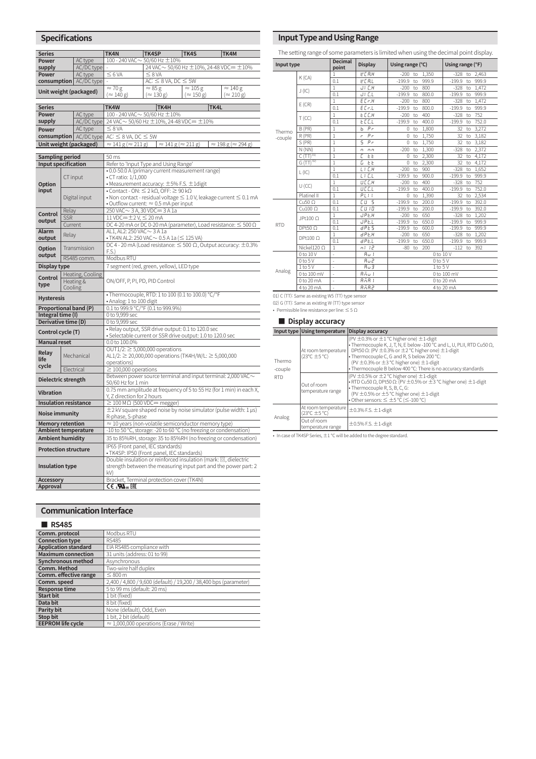## Specifications

| Series | | TK4N | TK4SP | TK4S | TK4M |
|---|---|---|---|---|---|
| Power supply | AC type | 100 - 240 VAC∼ 50/60 Hz ±10% | | | |
| | AC/DC type | - | 24 VAC∼ 50/60 Hz ±10%, 24-48 VDC⎓ ±10% | | |
| Power consumption | AC type | ≤ 6 VA | ≤ 8 VA | | |
| | AC/DC type | - | AC: ≤ 8 VA, DC ≤ 5W | | |
| Unit weight (packaged) | | ≈ 70 g (≈ 140 g) | ≈ 85 g (≈ 130 g) | ≈ 105 g (≈ 150 g) | ≈ 140 g (≈ 210 g) |

| Series | | TK4W | TK4H | TK4L |
|---|---|---|---|---|
| Power supply | AC type | 100 - 240 VAC∼ 50/60 Hz ±10% | | |
| | AC/DC type | 24 VAC∼ 50/60 Hz ±10%, 24-48 VDC⎓ ±10% | | |
| Power consumption | AC type | ≤ 8 VA | | |
| | AC/DC type | AC: ≤ 8 VA, DC ≤ 5W | | |
| Unit weight (packaged) | | ≈ 141 g (≈ 211 g) | ≈ 141 g (≈ 211 g) | ≈ 198 g (≈ 294 g) |

| Item | | Specification |
|---|---|---|
| Sampling period | | 50 ms |
| Input specification | | Refer to 'Input Type and Using Range' |
| Option input | CT input | • 0.0-50.0 A (primary current measurement range)<br>• CT ratio: 1/1,000<br>• Measurement accuracy: ±5% F.S. ±1digit |
| | Digital input | • Contact - ON: ≤ 2 kΩ, OFF: ≥ 90 kΩ<br>• Non contact - residual voltage ≤ 1.0 V, leakage current ≤ 0.1 mA<br>• Outflow current: ≈ 0.5 mA per input |
| Control output | Relay | 250 VAC∼ 3 A, 30 VDC⎓ 3 A 1a |
| | SSR | 11 VDC⎓ ±2 V, ≤ 20 mA |
| | Current | DC 4-20 mA or DC 0-20 mA (parameter), Load resistance: ≤ 500 Ω |
| Alarm output | Relay | AL1, AL2: 250 VAC∼ 3 A 1a<br>• TK4N AL2: 250 VAC∼ 0.5 A 1a (≤ 125 VA) |
| Option output | Transmission | DC 4 - 20 mA (Load resistance: ≤ 500 Ω, Output accuracy: ±0.3% F.S.) |
| | RS485 comm. | Modbus RTU |
| Display type | | 7 segment (red, green, yellow), LED type |
| Control type | Heating, Cooling | ON/OFF, P, PI, PD, PID Control |
| | Heating & Cooling | |
| Hysteresis | | • Thermocouple, RTD: 1 to 100 (0.1 to 100.0) °C/°F<br>• Analog: 1 to 100 digit |
| Proportional band (P) | | 0.1 to 999.9 °C/°F (0.1 to 999.9%) |
| Integral time (I) | | 0 to 9,999 sec |
| Derivative time (D) | | 0 to 9,999 sec |
| Control cycle (T) | | • Relay output, SSR drive output: 0.1 to 120.0 sec<br>• Selectable current or SSR drive output: 1.0 to 120.0 sec |
| Manual reset | | 0.0 to 100.0% |
| Relay life cycle | Mechanical | OUT1/2: ≥ 5,000,000 operations<br>AL1/2: ≥ 20,000,000 operations (TK4H/W/L: ≥ 5,000,000 operations) |
| | Electrical | ≥ 100,000 operations |
| Dielectric strength | | Between power source terminal and input terminal: 2,000 VAC∼ 50/60 Hz for 1 min |
| Vibration | | 0.75 mm amplitude at frequency of 5 to 55 Hz (for 1 min) in each X, Y, Z direction for 2 hours |
| Insulation resistance | | ≥ 100 MΩ (500 VDC⎓ megger) |
| Noise immunity | | ±2 kV square shaped noise by noise simulator (pulse width: 1 µs) R-phase, S-phase |
| Memory retention | | ≈ 10 years (non-volatile semiconductor memory type) |
| Ambient temperature | | -10 to 50 °C, storage: -20 to 60 °C (no freezing or condensation) |
| Ambient humidity | | 35 to 85%RH, storage: 35 to 85%RH (no freezing or condensation) |
| Protection structure | | IP65 (Front panel, IEC standards)<br>• TK4SP: IP50 (Front panel, IEC standards) |
| Insulation type | | Double insulation or reinforced insulation (mark: ⧈, dielectric strength between the measuring input part and the power part: 2 kV) |
| Accessory | | Bracket, Terminal protection cover (TK4N) |
| Approval | | CE, cULus, EAC |

## Communication Interface

### ■ RS485

| Item | Specification |
|---|---|
| Comm. protocol | Modbus RTU |
| Connection type | RS485 |
| Application standard | EIA RS485 compliance with |
| Maximum connection | 31 units (address: 01 to 99) |
| Synchronous method | Asynchronous |
| Comm. Method | Two-wire half duplex |
| Comm. effective range | ≤ 800 m |
| Comm. speed | 2,400 / 4,800 / 9,600 (default) / 19,200 / 38,400 bps (parameter) |
| Response time | 5 to 99 ms (default: 20 ms) |
| Start bit | 1 bit (fixed) |
| Data bit | 8 bit (fixed) |
| Parity bit | None (default), Odd, Even |
| Stop bit | 1 bit, 2 bit (default) |
| EEPROM life cycle | ≈ 1,000,000 operations (Erase / Write) |

## Input Type and Using Range

The setting range of some parameters is limited when using the decimal point display.

| Input type | | Decimal point | Display | Using range (°C) | Using range (°F) |
|---|---|---|---|---|---|
| Thermo -couple | K (CA) | 1 | KCA.H | -200 to 1,350 | -328 to 2,463 |
| | | 0.1 | KCA.L | -199.9 to 999.9 | -199.9 to 999.9 |
| | J (IC) | 1 | JIC.H | -200 to 800 | -328 to 1,472 |
| | | 0.1 | JIC.L | -199.9 to 800.0 | -199.9 to 999.9 |
| | E (CR) | 1 | ECr.H | -200 to 800 | -328 to 1,472 |
| | | 0.1 | ECr.L | -199.9 to 800.0 | -199.9 to 999.9 |
| | T (CC) | 1 | tCC.H | -200 to 400 | -328 to 752 |
| | | 0.1 | tCC.L | -199.9 to 400.0 | -199.9 to 752.0 |
| | B (PR) | 1 | b Pr | 0 to 1,800 | 32 to 3,272 |
| | R (PR) | 1 | r Pr | 0 to 1,750 | 32 to 3,182 |
| | S (PR) | 1 | S Pr | 0 to 1,750 | 32 to 3,182 |
| | N (NN) | 1 | n nn | -200 to 1,300 | -328 to 2,372 |
| | C (TT)[01] | 1 | C tt | 0 to 2,300 | 32 to 4,172 |
| | G (TT)[02] | 1 | G tt | 0 to 2,300 | 32 to 4,172 |
| | L (IC) | 1 | LIC.H | -200 to 900 | -328 to 1,652 |
| | | 0.1 | LIC.L | -199.9 to 900.0 | -199.9 to 999.9 |
| | U (CC) | 1 | UCC.H | -200 to 400 | -328 to 752 |
| | | 0.1 | UCC.L | -199.9 to 400.0 | -199.9 to 752.0 |
| | Platinel II | 1 | PLII | 0 to 1,390 | 32 to 2,534 |
| RTD | Cu50 Ω | 0.1 | CU 5 | -199.9 to 200.0 | -199.9 to 392.0 |
| | Cu100 Ω | 0.1 | CU10 | -199.9 to 200.0 | -199.9 to 392.0 |
| | JPt100 Ω | 1 | JPt.H | -200 to 650 | -328 to 1,202 |
| | | 0.1 | JPt.L | -199.9 to 650.0 | -199.9 to 999.9 |
| | DPt50 Ω | 0.1 | dPt5 | -199.9 to 600.0 | -199.9 to 999.9 |
| | DPt100 Ω | 1 | dPt.H | -200 to 650 | -328 to 1,202 |
| | | 0.1 | dPt.L | -199.9 to 650.0 | -199.9 to 999.9 |
| | Nickel120 Ω | 1 | nI12 | -80 to 200 | -112 to 392 |
| Analog | 0 to 10 V | - | AV1 | 0 to 10 V | |
| | 0 to 5 V | - | AV2 | 0 to 5 V | |
| | 1 to 5 V | - | AV3 | 1 to 5 V | |
| | 0 to 100 mV | - | AMV1 | 0 to 100 mV | |
| | 0 to 20 mA | - | AMA1 | 0 to 20 mA | |
| | 4 to 20 mA | - | AMA2 | 4 to 20 mA | |

01) C (TT): Same as existing W5 (TT) type sensor

02) G (TT): Same as existing W (TT) type sensor

• Permissible line resistance per line: ≤ 5 Ω

### ■ Display accuracy

| Input type | Using temperature | Display accuracy |
|---|---|---|
| Thermo -couple RTD | At room temperature (23°C ±5 °C) | (PV ±0.3% or ±1 °C higher one) ±1-digit<br>• Thermocouple K, J, T, N, E below -100 °C and L, U, PLII, RTD Cu50 Ω, DPt50 Ω: (PV ±0.3% or ±2 °C higher one) ±1-digit<br>• Thermocouple C, G and R, S below 200 °C: (PV ±0.3% or ±3 °C higher one) ±1-digit<br>• Thermocouple B below 400 °C: There is no accuracy standards |
| | Out of room temperature range | (PV ±0.5% or ±2 °C higher one) ±1-digit<br>• RTD Cu50 Ω, DPt50 Ω: (PV ±0.5% or ±3 °C higher one) ±1-digit<br>• Thermocouple R, S, B, C, G: (PV ±0.5% or ±5 °C higher one) ±1-digit<br>• Other sensors: ≤ ±5 °C (≤ -100 °C) |
| Analog | At room temperature (23°C ±5 °C) | ±0.3% F.S. ±1-digit |
| | Out of room temperature range | ±0.5% F.S. ±1-digit |

• In case of TK4SP Series, ±1 °C will be added to the degree standard.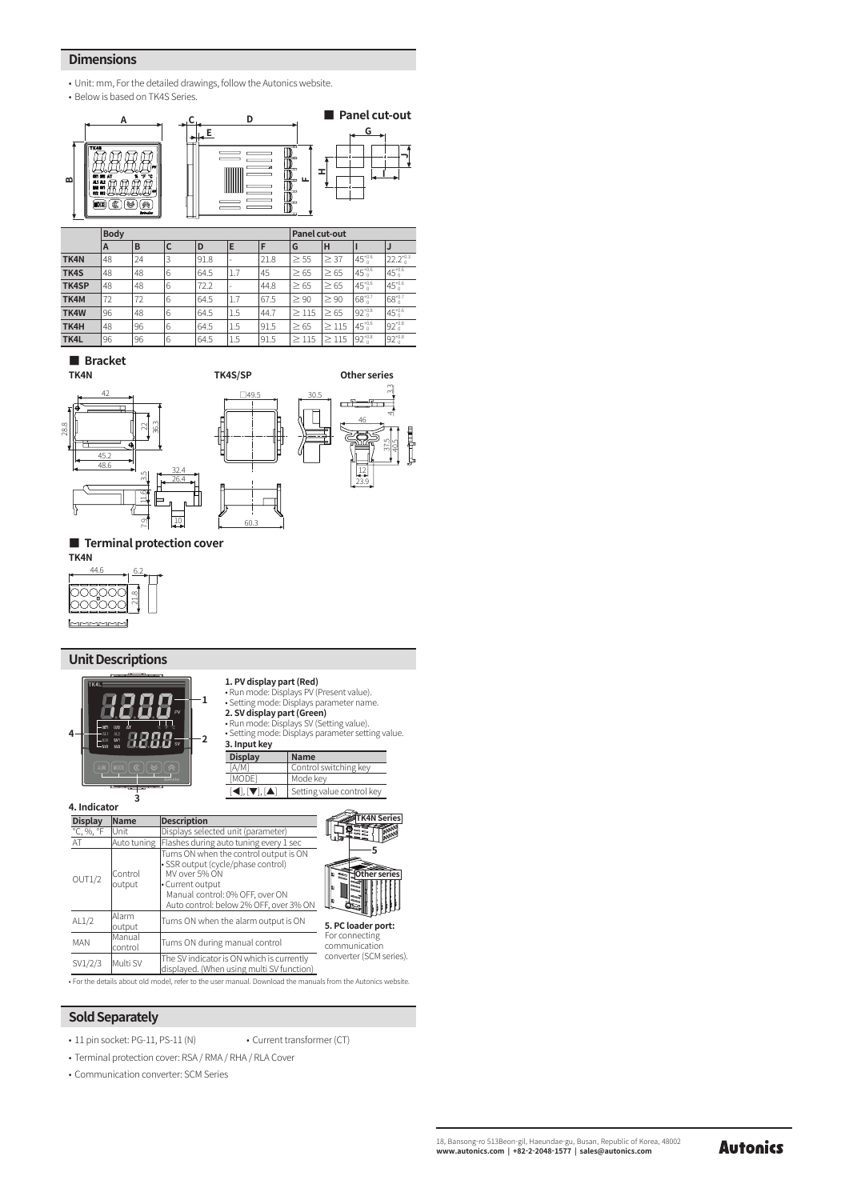## Dimensions

- Unit: mm, For the detailed drawings, follow the Autonics website.
- Below is based on TK4S Series.

■ Panel cut-out

| | Body | | | | | | Panel cut-out | | | |
|---|---|---|---|---|---|---|---|---|---|---|
| | A | B | C | D | E | F | G | H | I | J |
| TK4N | 48 | 24 | 3 | 91.8 | - | 21.8 | ≥ 55 | ≥ 37 | $45^{+0.6}_{0}$ | $22.2^{+0.3}_{0}$ |
| TK4S | 48 | 48 | 6 | 64.5 | 1.7 | 45 | ≥ 65 | ≥ 65 | $45^{+0.6}_{0}$ | $45^{+0.6}_{0}$ |
| TK4SP | 48 | 48 | 6 | 72.2 | - | 44.8 | ≥ 65 | ≥ 65 | $45^{+0.6}_{0}$ | $45^{+0.6}_{0}$ |
| TK4M | 72 | 72 | 6 | 64.5 | 1.7 | 67.5 | ≥ 90 | ≥ 90 | $68^{+0.7}_{0}$ | $68^{+0.7}_{0}$ |
| TK4W | 96 | 48 | 6 | 64.5 | 1.5 | 44.7 | ≥ 115 | ≥ 65 | $92^{+0.8}_{0}$ | $45^{+0.6}_{0}$ |
| TK4H | 48 | 96 | 6 | 64.5 | 1.5 | 91.5 | ≥ 65 | ≥ 115 | $45^{+0.6}_{0}$ | $92^{+0.8}_{0}$ |
| TK4L | 96 | 96 | 6 | 64.5 | 1.5 | 91.5 | ≥ 115 | ≥ 115 | $92^{+0.8}_{0}$ | $92^{+0.8}_{0}$ |

■ Bracket

TK4N

42
28.8
22
36.3
45.2
48.6
32.4
26.4
3.5
11.6
7.9
10

TK4S/SP

□49.5
30.5
60.3

Other series

3.3
4
46
37.5
40.5
12
23.9

■ Terminal protection cover

TK4N

44.6
6.2
21.8

## Unit Descriptions

**1. PV display part (Red)**
- Run mode: Displays PV (Present value).
- Setting mode: Displays parameter name.

**2. SV display part (Green)**
- Run mode: Displays SV (Setting value).
- Setting mode: Displays parameter setting value.

**3. Input key**

| Display | Name |
|---|---|
| [A/M] | Control switching key |
| [MODE] | Mode key |
| [◀], [▼], [▲] | Setting value control key |

**4. Indicator**

| Display | Name | Description |
|---|---|---|
| °C, %, °F | Unit | Displays selected unit (parameter) |
| AT | Auto tuning | Flashes during auto tuning every 1 sec |
| OUT1/2 | Control output | Turns ON when the control output is ON<br>• SSR output (cycle/phase control)<br>MV over 5% ON<br>• Current output<br>Manual control: 0% OFF, over ON<br>Auto control: below 2% OFF, over 3% ON |
| AL1/2 | Alarm output | Turns ON when the alarm output is ON |
| MAN | Manual control | Turns ON during manual control |
| SV1/2/3 | Multi SV | The SV indicator is ON which is currently displayed. (When using multi SV function) |

TK4N Series

Other series

**5. PC loader port:** For connecting communication converter (SCM series).

- For the details about old model, refer to the user manual. Download the manuals from the Autonics website.

## Sold Separately

- 11 pin socket: PG-11, PS-11 (N)
- Current transformer (CT)
- Terminal protection cover: RSA / RMA / RHA / RLA Cover
- Communication converter: SCM Series

18, Bansong-ro 513Beon-gil, Haeundae-gu, Busan, Republic of Korea, 48002
**www.autonics.com | +82-2-2048-1577 | sales@autonics.com**

**Autonics**